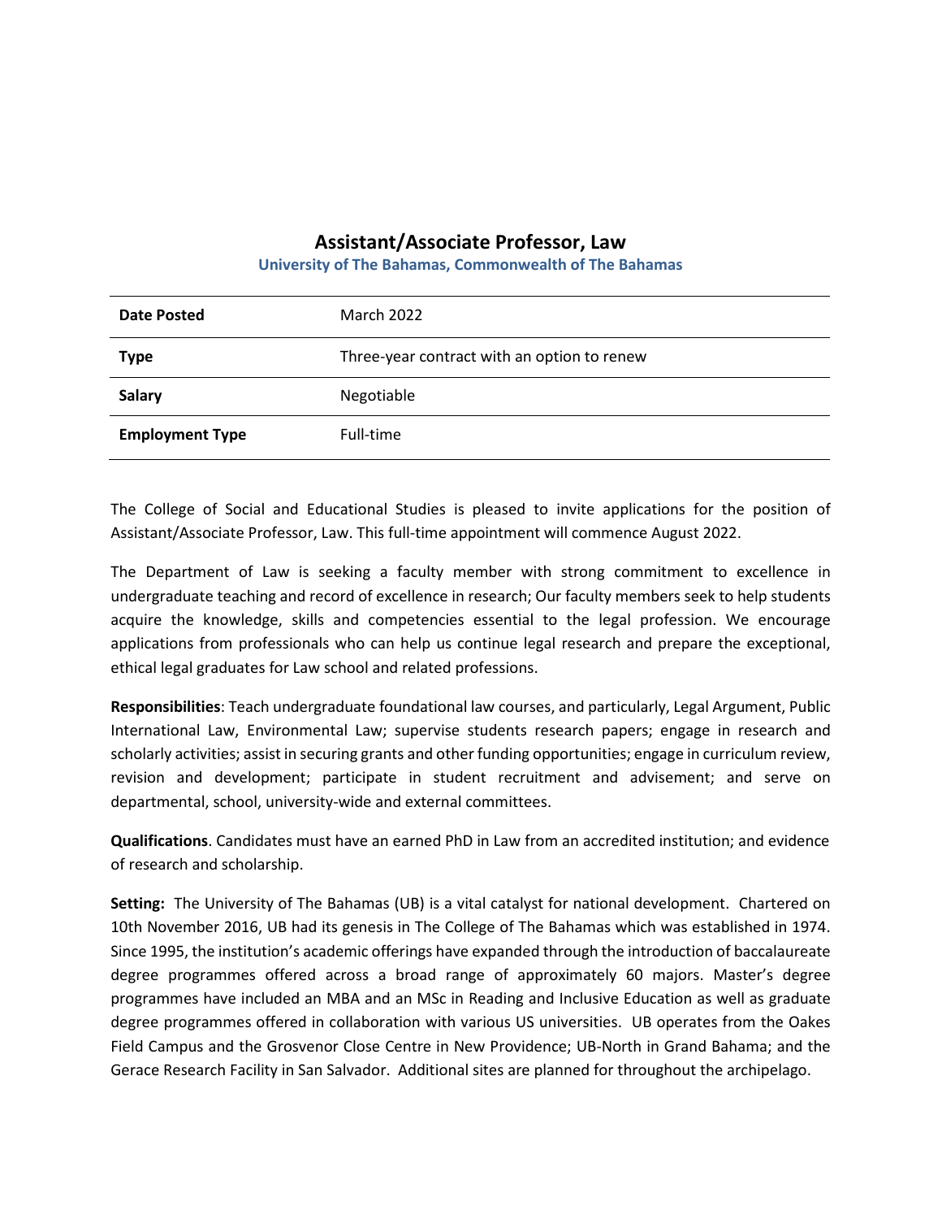# Assistant/Associate Professor, Law

**University of The Bahamas, Commonwealth of The Bahamas**

| | |
|---|---|
| **Date Posted** | March 2022 |
| **Type** | Three-year contract with an option to renew |
| **Salary** | Negotiable |
| **Employment Type** | Full-time |

The College of Social and Educational Studies is pleased to invite applications for the position of Assistant/Associate Professor, Law. This full-time appointment will commence August 2022.

The Department of Law is seeking a faculty member with strong commitment to excellence in undergraduate teaching and record of excellence in research; Our faculty members seek to help students acquire the knowledge, skills and competencies essential to the legal profession. We encourage applications from professionals who can help us continue legal research and prepare the exceptional, ethical legal graduates for Law school and related professions.

**Responsibilities**: Teach undergraduate foundational law courses, and particularly, Legal Argument, Public International Law, Environmental Law; supervise students research papers; engage in research and scholarly activities; assist in securing grants and other funding opportunities; engage in curriculum review, revision and development; participate in student recruitment and advisement; and serve on departmental, school, university-wide and external committees.

**Qualifications**. Candidates must have an earned PhD in Law from an accredited institution; and evidence of research and scholarship.

**Setting:** The University of The Bahamas (UB) is a vital catalyst for national development. Chartered on 10th November 2016, UB had its genesis in The College of The Bahamas which was established in 1974. Since 1995, the institution's academic offerings have expanded through the introduction of baccalaureate degree programmes offered across a broad range of approximately 60 majors. Master's degree programmes have included an MBA and an MSc in Reading and Inclusive Education as well as graduate degree programmes offered in collaboration with various US universities. UB operates from the Oakes Field Campus and the Grosvenor Close Centre in New Providence; UB-North in Grand Bahama; and the Gerace Research Facility in San Salvador. Additional sites are planned for throughout the archipelago.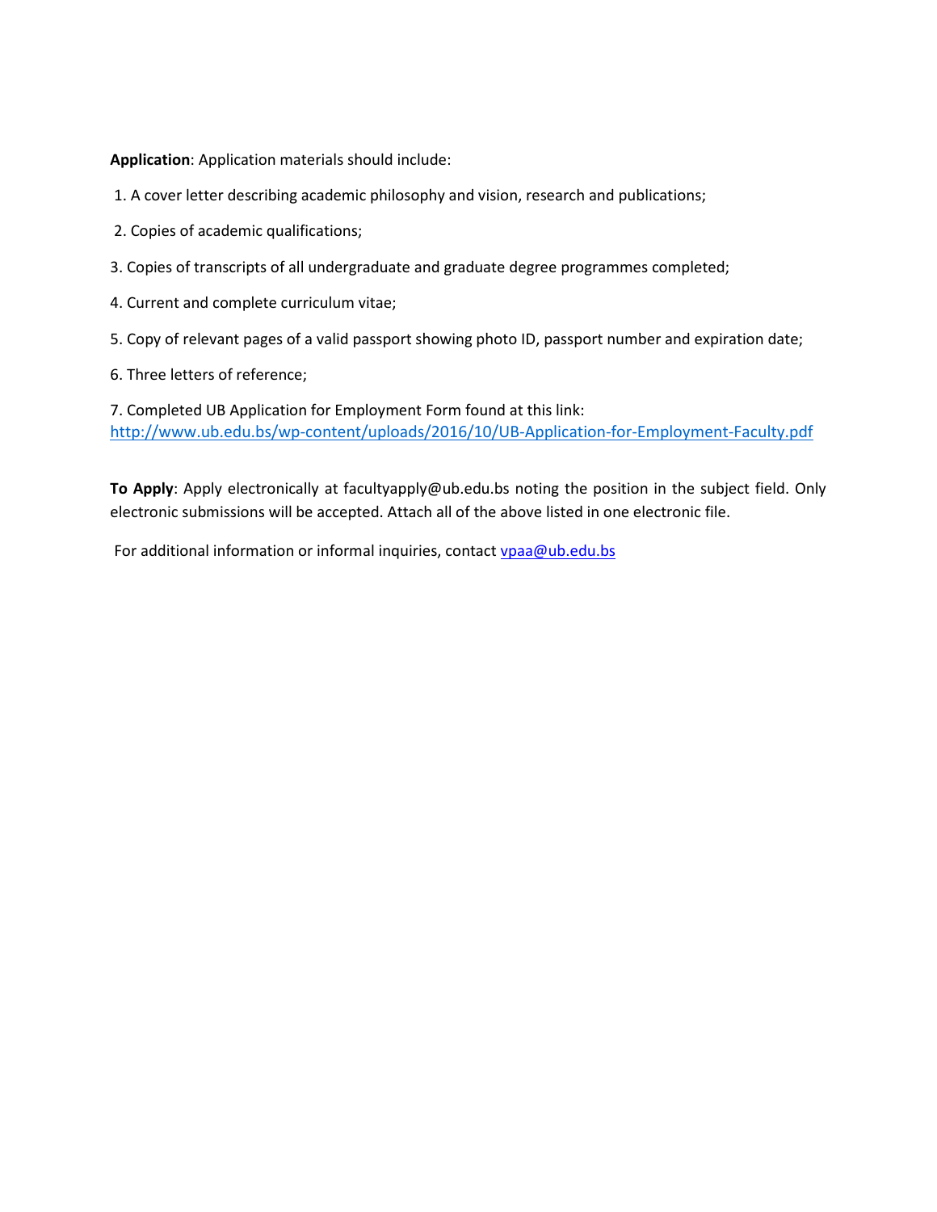**Application**: Application materials should include:

1. A cover letter describing academic philosophy and vision, research and publications;
2. Copies of academic qualifications;
3. Copies of transcripts of all undergraduate and graduate degree programmes completed;
4. Current and complete curriculum vitae;
5. Copy of relevant pages of a valid passport showing photo ID, passport number and expiration date;
6. Three letters of reference;
7. Completed UB Application for Employment Form found at this link: http://www.ub.edu.bs/wp-content/uploads/2016/10/UB-Application-for-Employment-Faculty.pdf

**To Apply**: Apply electronically at facultyapply@ub.edu.bs noting the position in the subject field. Only electronic submissions will be accepted. Attach all of the above listed in one electronic file.

For additional information or informal inquiries, contact vpaa@ub.edu.bs